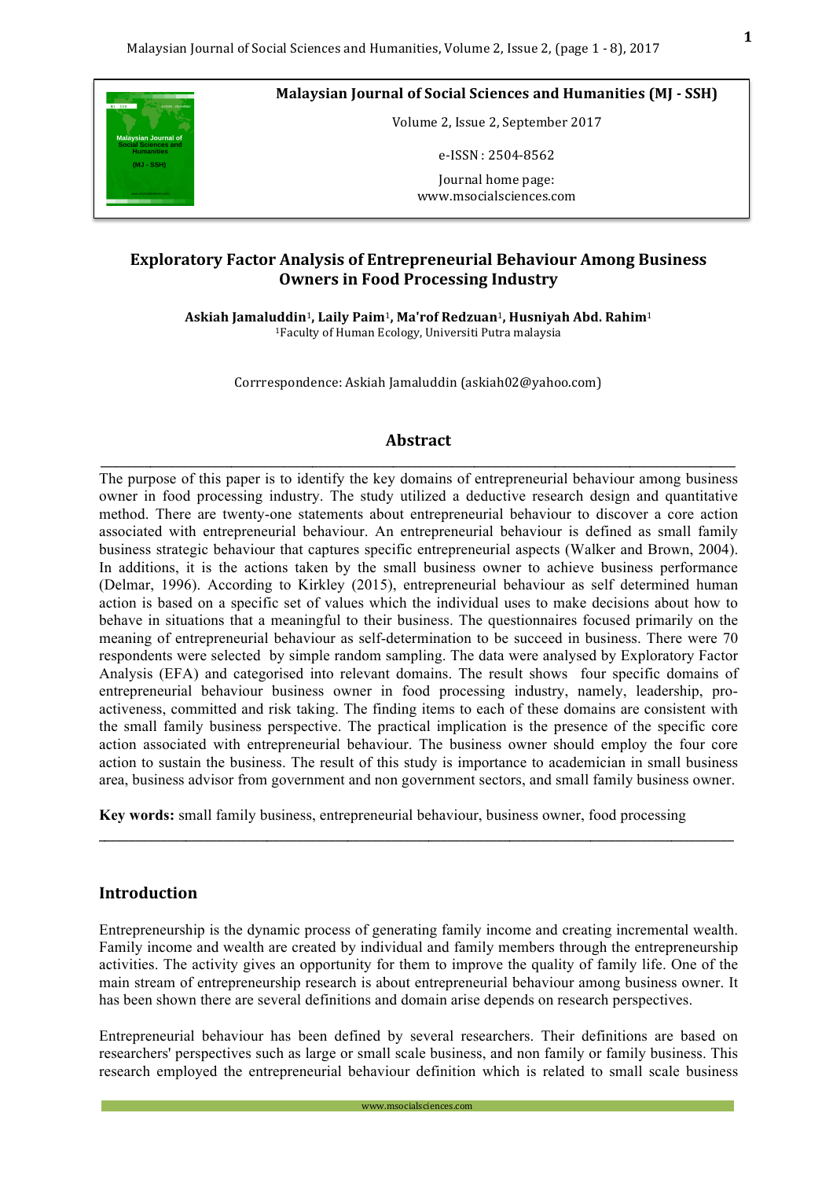**Malaysian Journal of Social Sciences and Humanities (MJ - SSH)**

Volume 2, Issue 2, September 2017

e-ISSN : 2504-8562

Journal home page:
www.msocialsciences.com

# Exploratory Factor Analysis of Entrepreneurial Behaviour Among Business Owners in Food Processing Industry

**Askiah Jamaluddin**[1], **Laily Paim**[1], **Ma'rof Redzuan**[1], **Husniyah Abd. Rahim**[1]

[1]Faculty of Human Ecology, Universiti Putra malaysia

Corrrespondence: Askiah Jamaluddin (askiah02@yahoo.com)

## Abstract

The purpose of this paper is to identify the key domains of entrepreneurial behaviour among business owner in food processing industry. The study utilized a deductive research design and quantitative method. There are twenty-one statements about entrepreneurial behaviour to discover a core action associated with entrepreneurial behaviour. An entrepreneurial behaviour is defined as small family business strategic behaviour that captures specific entrepreneurial aspects (Walker and Brown, 2004). In additions, it is the actions taken by the small business owner to achieve business performance (Delmar, 1996). According to Kirkley (2015), entrepreneurial behaviour as self determined human action is based on a specific set of values which the individual uses to make decisions about how to behave in situations that a meaningful to their business. The questionnaires focused primarily on the meaning of entrepreneurial behaviour as self-determination to be succeed in business. There were 70 respondents were selected by simple random sampling. The data were analysed by Exploratory Factor Analysis (EFA) and categorised into relevant domains. The result shows four specific domains of entrepreneurial behaviour business owner in food processing industry, namely, leadership, pro-activeness, committed and risk taking. The finding items to each of these domains are consistent with the small family business perspective. The practical implication is the presence of the specific core action associated with entrepreneurial behaviour. The business owner should employ the four core action to sustain the business. The result of this study is importance to academician in small business area, business advisor from government and non government sectors, and small family business owner.

**Key words:** small family business, entrepreneurial behaviour, business owner, food processing

## Introduction

Entrepreneurship is the dynamic process of generating family income and creating incremental wealth. Family income and wealth are created by individual and family members through the entrepreneurship activities. The activity gives an opportunity for them to improve the quality of family life. One of the main stream of entrepreneurship research is about entrepreneurial behaviour among business owner. It has been shown there are several definitions and domain arise depends on research perspectives.

Entrepreneurial behaviour has been defined by several researchers. Their definitions are based on researchers' perspectives such as large or small scale business, and non family or family business. This research employed the entrepreneurial behaviour definition which is related to small scale business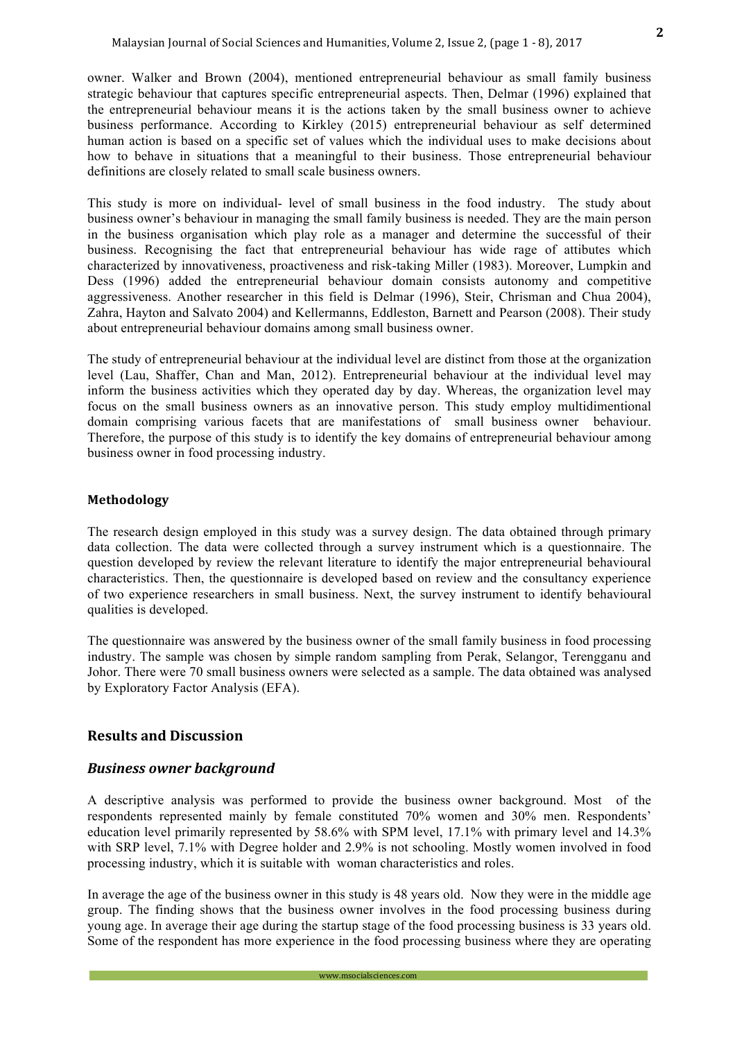owner. Walker and Brown (2004), mentioned entrepreneurial behaviour as small family business strategic behaviour that captures specific entrepreneurial aspects. Then, Delmar (1996) explained that the entrepreneurial behaviour means it is the actions taken by the small business owner to achieve business performance. According to Kirkley (2015) entrepreneurial behaviour as self determined human action is based on a specific set of values which the individual uses to make decisions about how to behave in situations that a meaningful to their business. Those entrepreneurial behaviour definitions are closely related to small scale business owners.

This study is more on individual- level of small business in the food industry. The study about business owner's behaviour in managing the small family business is needed. They are the main person in the business organisation which play role as a manager and determine the successful of their business. Recognising the fact that entrepreneurial behaviour has wide rage of attibutes which characterized by innovativeness, proactiveness and risk-taking Miller (1983). Moreover, Lumpkin and Dess (1996) added the entrepreneurial behaviour domain consists autonomy and competitive aggressiveness. Another researcher in this field is Delmar (1996), Steir, Chrisman and Chua 2004), Zahra, Hayton and Salvato 2004) and Kellermanns, Eddleston, Barnett and Pearson (2008). Their study about entrepreneurial behaviour domains among small business owner.

The study of entrepreneurial behaviour at the individual level are distinct from those at the organization level (Lau, Shaffer, Chan and Man, 2012). Entrepreneurial behaviour at the individual level may inform the business activities which they operated day by day. Whereas, the organization level may focus on the small business owners as an innovative person. This study employ multidimentional domain comprising various facets that are manifestations of small business owner behaviour. Therefore, the purpose of this study is to identify the key domains of entrepreneurial behaviour among business owner in food processing industry.

#### Methodology

The research design employed in this study was a survey design. The data obtained through primary data collection. The data were collected through a survey instrument which is a questionnaire. The question developed by review the relevant literature to identify the major entrepreneurial behavioural characteristics. Then, the questionnaire is developed based on review and the consultancy experience of two experience researchers in small business. Next, the survey instrument to identify behavioural qualities is developed.

The questionnaire was answered by the business owner of the small family business in food processing industry. The sample was chosen by simple random sampling from Perak, Selangor, Terengganu and Johor. There were 70 small business owners were selected as a sample. The data obtained was analysed by Exploratory Factor Analysis (EFA).

## Results and Discussion

### *Business owner background*

A descriptive analysis was performed to provide the business owner background. Most of the respondents represented mainly by female constituted 70% women and 30% men. Respondents' education level primarily represented by 58.6% with SPM level, 17.1% with primary level and 14.3% with SRP level, 7.1% with Degree holder and 2.9% is not schooling. Mostly women involved in food processing industry, which it is suitable with woman characteristics and roles.

In average the age of the business owner in this study is 48 years old. Now they were in the middle age group. The finding shows that the business owner involves in the food processing business during young age. In average their age during the startup stage of the food processing business is 33 years old. Some of the respondent has more experience in the food processing business where they are operating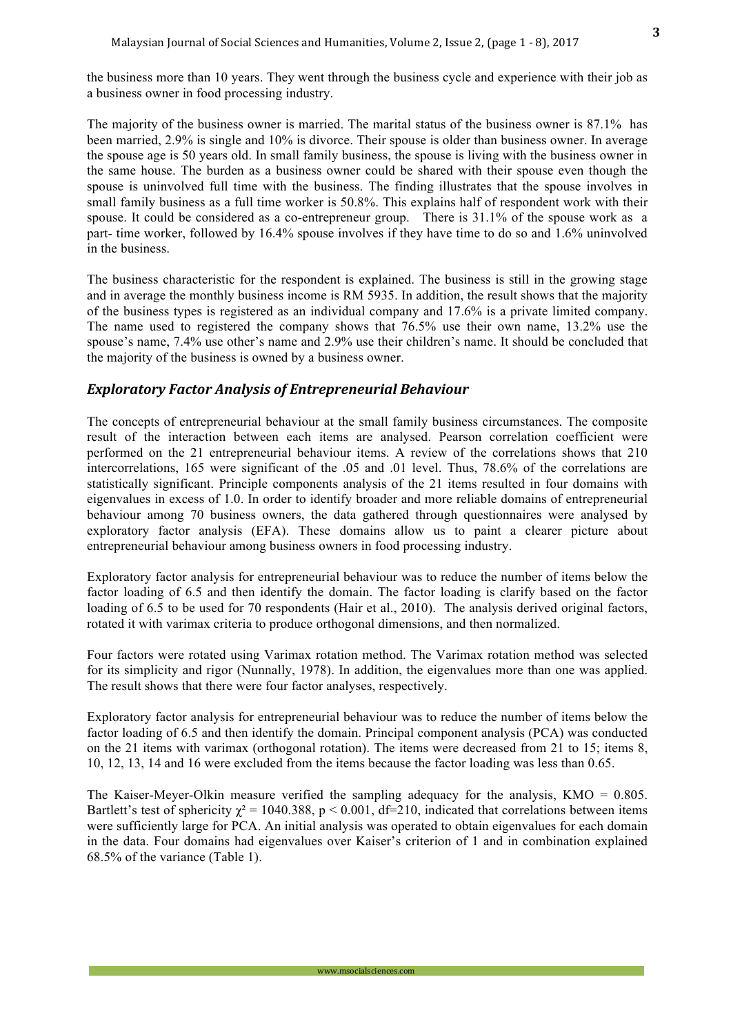the business more than 10 years. They went through the business cycle and experience with their job as a business owner in food processing industry.

The majority of the business owner is married. The marital status of the business owner is 87.1% has been married, 2.9% is single and 10% is divorce. Their spouse is older than business owner. In average the spouse age is 50 years old. In small family business, the spouse is living with the business owner in the same house. The burden as a business owner could be shared with their spouse even though the spouse is uninvolved full time with the business. The finding illustrates that the spouse involves in small family business as a full time worker is 50.8%. This explains half of respondent work with their spouse. It could be considered as a co-entrepreneur group. There is 31.1% of the spouse work as a part- time worker, followed by 16.4% spouse involves if they have time to do so and 1.6% uninvolved in the business.

The business characteristic for the respondent is explained. The business is still in the growing stage and in average the monthly business income is RM 5935. In addition, the result shows that the majority of the business types is registered as an individual company and 17.6% is a private limited company. The name used to registered the company shows that 76.5% use their own name, 13.2% use the spouse's name, 7.4% use other's name and 2.9% use their children's name. It should be concluded that the majority of the business is owned by a business owner.

## *Exploratory Factor Analysis of Entrepreneurial Behaviour*

The concepts of entrepreneurial behaviour at the small family business circumstances. The composite result of the interaction between each items are analysed. Pearson correlation coefficient were performed on the 21 entrepreneurial behaviour items. A review of the correlations shows that 210 intercorrelations, 165 were significant of the .05 and .01 level. Thus, 78.6% of the correlations are statistically significant. Principle components analysis of the 21 items resulted in four domains with eigenvalues in excess of 1.0. In order to identify broader and more reliable domains of entrepreneurial behaviour among 70 business owners, the data gathered through questionnaires were analysed by exploratory factor analysis (EFA). These domains allow us to paint a clearer picture about entrepreneurial behaviour among business owners in food processing industry.

Exploratory factor analysis for entrepreneurial behaviour was to reduce the number of items below the factor loading of 6.5 and then identify the domain. The factor loading is clarify based on the factor loading of 6.5 to be used for 70 respondents (Hair et al., 2010). The analysis derived original factors, rotated it with varimax criteria to produce orthogonal dimensions, and then normalized.

Four factors were rotated using Varimax rotation method. The Varimax rotation method was selected for its simplicity and rigor (Nunnally, 1978). In addition, the eigenvalues more than one was applied. The result shows that there were four factor analyses, respectively.

Exploratory factor analysis for entrepreneurial behaviour was to reduce the number of items below the factor loading of 6.5 and then identify the domain. Principal component analysis (PCA) was conducted on the 21 items with varimax (orthogonal rotation). The items were decreased from 21 to 15; items 8, 10, 12, 13, 14 and 16 were excluded from the items because the factor loading was less than 0.65.

The Kaiser-Meyer-Olkin measure verified the sampling adequacy for the analysis, KMO = 0.805. Bartlett's test of sphericity $\chi^2 = 1040.388$, $p < 0.001$, df=210, indicated that correlations between items were sufficiently large for PCA. An initial analysis was operated to obtain eigenvalues for each domain in the data. Four domains had eigenvalues over Kaiser's criterion of 1 and in combination explained 68.5% of the variance (Table 1).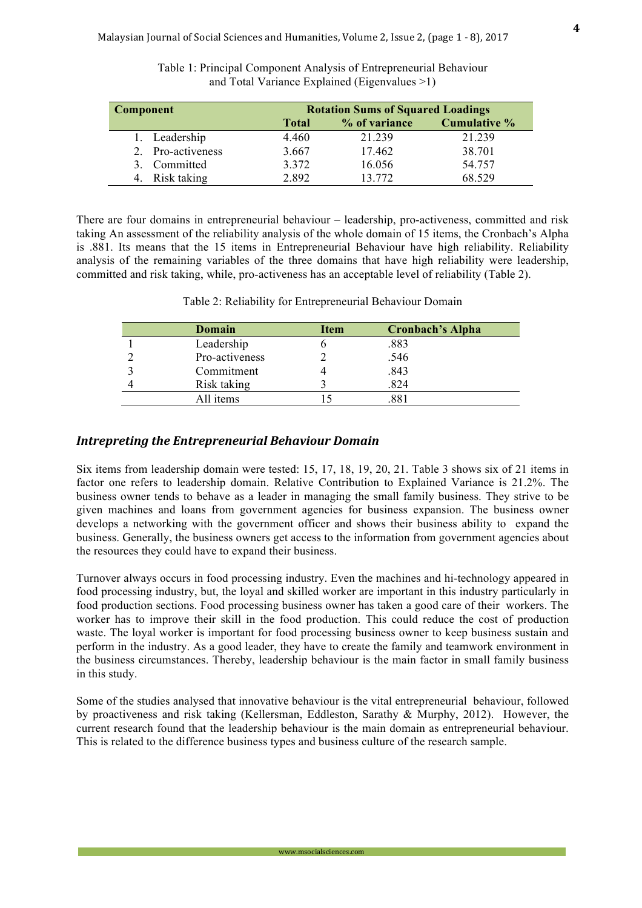Table 1: Principal Component Analysis of Entrepreneurial Behaviour and Total Variance Explained (Eigenvalues >1)

| Component | Rotation Sums of Squared Loadings | | |
|---|---|---|---|
| | **Total** | **% of variance** | **Cumulative %** |
| 1. Leadership | 4.460 | 21.239 | 21.239 |
| 2. Pro-activeness | 3.667 | 17.462 | 38.701 |
| 3. Committed | 3.372 | 16.056 | 54.757 |
| 4. Risk taking | 2.892 | 13.772 | 68.529 |

There are four domains in entrepreneurial behaviour – leadership, pro-activeness, committed and risk taking An assessment of the reliability analysis of the whole domain of 15 items, the Cronbach's Alpha is .881. Its means that the 15 items in Entrepreneurial Behaviour have high reliability. Reliability analysis of the remaining variables of the three domains that have high reliability were leadership, committed and risk taking, while, pro-activeness has an acceptable level of reliability (Table 2).

Table 2: Reliability for Entrepreneurial Behaviour Domain

| | Domain | Item | Cronbach's Alpha |
|---|---|---|---|
| 1 | Leadership | 6 | .883 |
| 2 | Pro-activeness | 2 | .546 |
| 3 | Commitment | 4 | .843 |
| 4 | Risk taking | 3 | .824 |
| | All items | 15 | .881 |

## *Intrepreting the Entrepreneurial Behaviour Domain*

Six items from leadership domain were tested: 15, 17, 18, 19, 20, 21. Table 3 shows six of 21 items in factor one refers to leadership domain. Relative Contribution to Explained Variance is 21.2%. The business owner tends to behave as a leader in managing the small family business. They strive to be given machines and loans from government agencies for business expansion. The business owner develops a networking with the government officer and shows their business ability to expand the business. Generally, the business owners get access to the information from government agencies about the resources they could have to expand their business.

Turnover always occurs in food processing industry. Even the machines and hi-technology appeared in food processing industry, but, the loyal and skilled worker are important in this industry particularly in food production sections. Food processing business owner has taken a good care of their workers. The worker has to improve their skill in the food production. This could reduce the cost of production waste. The loyal worker is important for food processing business owner to keep business sustain and perform in the industry. As a good leader, they have to create the family and teamwork environment in the business circumstances. Thereby, leadership behaviour is the main factor in small family business in this study.

Some of the studies analysed that innovative behaviour is the vital entrepreneurial behaviour, followed by proactiveness and risk taking (Kellersman, Eddleston, Sarathy & Murphy, 2012). However, the current research found that the leadership behaviour is the main domain as entrepreneurial behaviour. This is related to the difference business types and business culture of the research sample.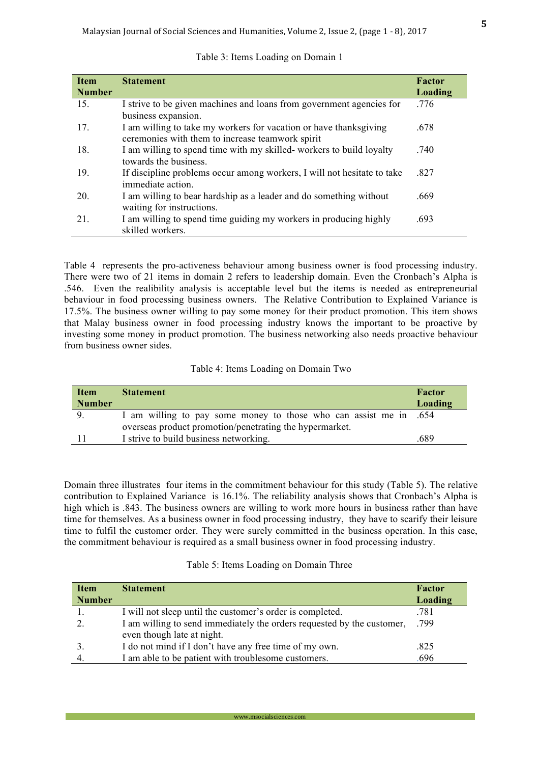Table 3: Items Loading on Domain 1

| Item Number | Statement | Factor Loading |
|---|---|---|
| 15. | I strive to be given machines and loans from government agencies for business expansion. | .776 |
| 17. | I am willing to take my workers for vacation or have thanksgiving ceremonies with them to increase teamwork spirit | .678 |
| 18. | I am willing to spend time with my skilled- workers to build loyalty towards the business. | .740 |
| 19. | If discipline problems occur among workers, I will not hesitate to take immediate action. | .827 |
| 20. | I am willing to bear hardship as a leader and do something without waiting for instructions. | .669 |
| 21. | I am willing to spend time guiding my workers in producing highly skilled workers. | .693 |

Table 4 represents the pro-activeness behaviour among business owner is food processing industry. There were two of 21 items in domain 2 refers to leadership domain. Even the Cronbach's Alpha is .546. Even the realibility analysis is acceptable level but the items is needed as entrepreneurial behaviour in food processing business owners. The Relative Contribution to Explained Variance is 17.5%. The business owner willing to pay some money for their product promotion. This item shows that Malay business owner in food processing industry knows the important to be proactive by investing some money in product promotion. The business networking also needs proactive behaviour from business owner sides.

Table 4: Items Loading on Domain Two

| Item Number | Statement | Factor Loading |
|---|---|---|
| 9. | I am willing to pay some money to those who can assist me in overseas product promotion/penetrating the hypermarket. | .654 |
| 11 | I strive to build business networking. | .689 |

Domain three illustrates four items in the commitment behaviour for this study (Table 5). The relative contribution to Explained Variance is 16.1%. The reliability analysis shows that Cronbach's Alpha is high which is .843. The business owners are willing to work more hours in business rather than have time for themselves. As a business owner in food processing industry, they have to scarify their leisure time to fulfil the customer order. They were surely committed in the business operation. In this case, the commitment behaviour is required as a small business owner in food processing industry.

Table 5: Items Loading on Domain Three

| Item Number | Statement | Factor Loading |
|---|---|---|
| 1. | I will not sleep until the customer's order is completed. | .781 |
| 2. | I am willing to send immediately the orders requested by the customer, even though late at night. | .799 |
| 3. | I do not mind if I don't have any free time of my own. | .825 |
| 4. | I am able to be patient with troublesome customers. | .696 |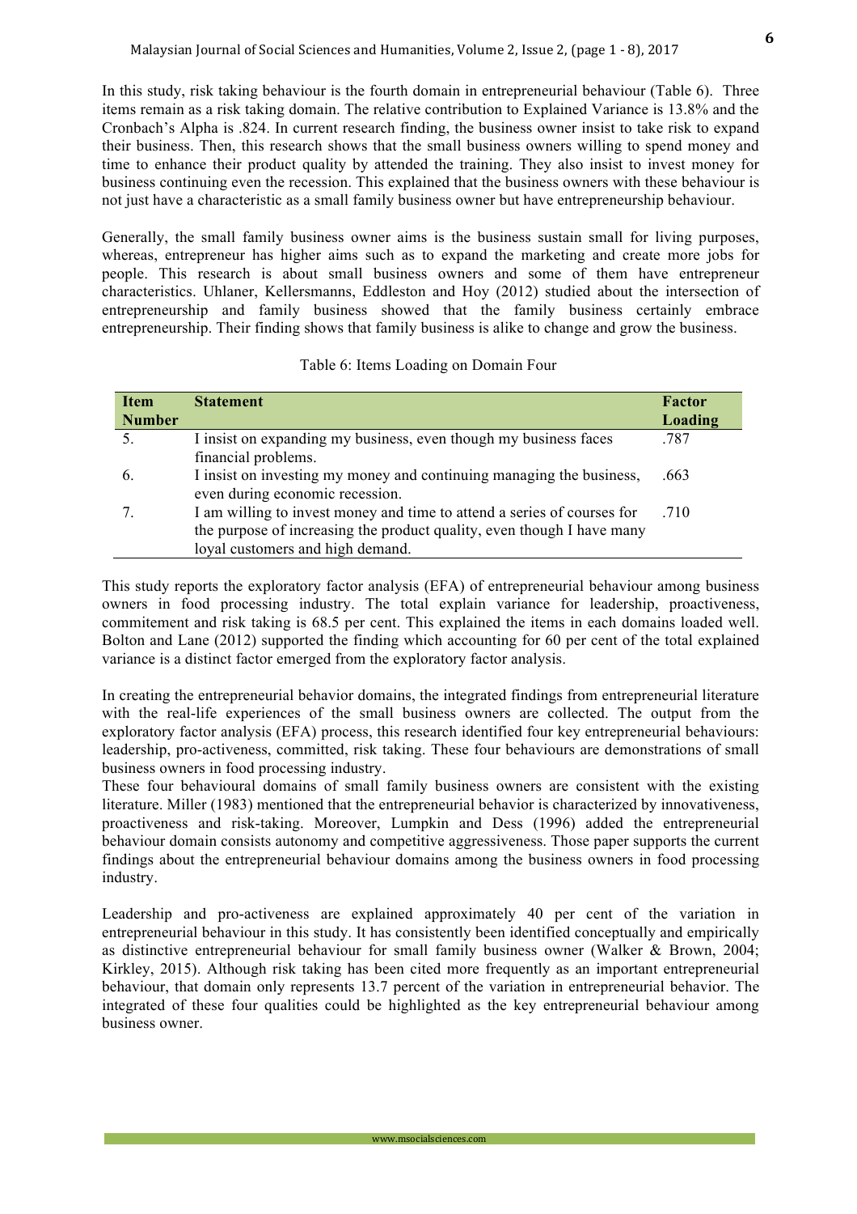In this study, risk taking behaviour is the fourth domain in entrepreneurial behaviour (Table 6). Three items remain as a risk taking domain. The relative contribution to Explained Variance is 13.8% and the Cronbach's Alpha is .824. In current research finding, the business owner insist to take risk to expand their business. Then, this research shows that the small business owners willing to spend money and time to enhance their product quality by attended the training. They also insist to invest money for business continuing even the recession. This explained that the business owners with these behaviour is not just have a characteristic as a small family business owner but have entrepreneurship behaviour.

Generally, the small family business owner aims is the business sustain small for living purposes, whereas, entrepreneur has higher aims such as to expand the marketing and create more jobs for people. This research is about small business owners and some of them have entrepreneur characteristics. Uhlaner, Kellersmanns, Eddleston and Hoy (2012) studied about the intersection of entrepreneurship and family business showed that the family business certainly embrace entrepreneurship. Their finding shows that family business is alike to change and grow the business.

Table 6: Items Loading on Domain Four

| Item Number | Statement | Factor Loading |
|---|---|---|
| 5. | I insist on expanding my business, even though my business faces financial problems. | .787 |
| 6. | I insist on investing my money and continuing managing the business, even during economic recession. | .663 |
| 7. | I am willing to invest money and time to attend a series of courses for the purpose of increasing the product quality, even though I have many loyal customers and high demand. | .710 |

This study reports the exploratory factor analysis (EFA) of entrepreneurial behaviour among business owners in food processing industry. The total explain variance for leadership, proactiveness, commitement and risk taking is 68.5 per cent. This explained the items in each domains loaded well. Bolton and Lane (2012) supported the finding which accounting for 60 per cent of the total explained variance is a distinct factor emerged from the exploratory factor analysis.

In creating the entrepreneurial behavior domains, the integrated findings from entrepreneurial literature with the real-life experiences of the small business owners are collected. The output from the exploratory factor analysis (EFA) process, this research identified four key entrepreneurial behaviours: leadership, pro-activeness, committed, risk taking. These four behaviours are demonstrations of small business owners in food processing industry.

These four behavioural domains of small family business owners are consistent with the existing literature. Miller (1983) mentioned that the entrepreneurial behavior is characterized by innovativeness, proactiveness and risk-taking. Moreover, Lumpkin and Dess (1996) added the entrepreneurial behaviour domain consists autonomy and competitive aggressiveness. Those paper supports the current findings about the entrepreneurial behaviour domains among the business owners in food processing industry.

Leadership and pro-activeness are explained approximately 40 per cent of the variation in entrepreneurial behaviour in this study. It has consistently been identified conceptually and empirically as distinctive entrepreneurial behaviour for small family business owner (Walker & Brown, 2004; Kirkley, 2015). Although risk taking has been cited more frequently as an important entrepreneurial behaviour, that domain only represents 13.7 percent of the variation in entrepreneurial behavior. The integrated of these four qualities could be highlighted as the key entrepreneurial behaviour among business owner.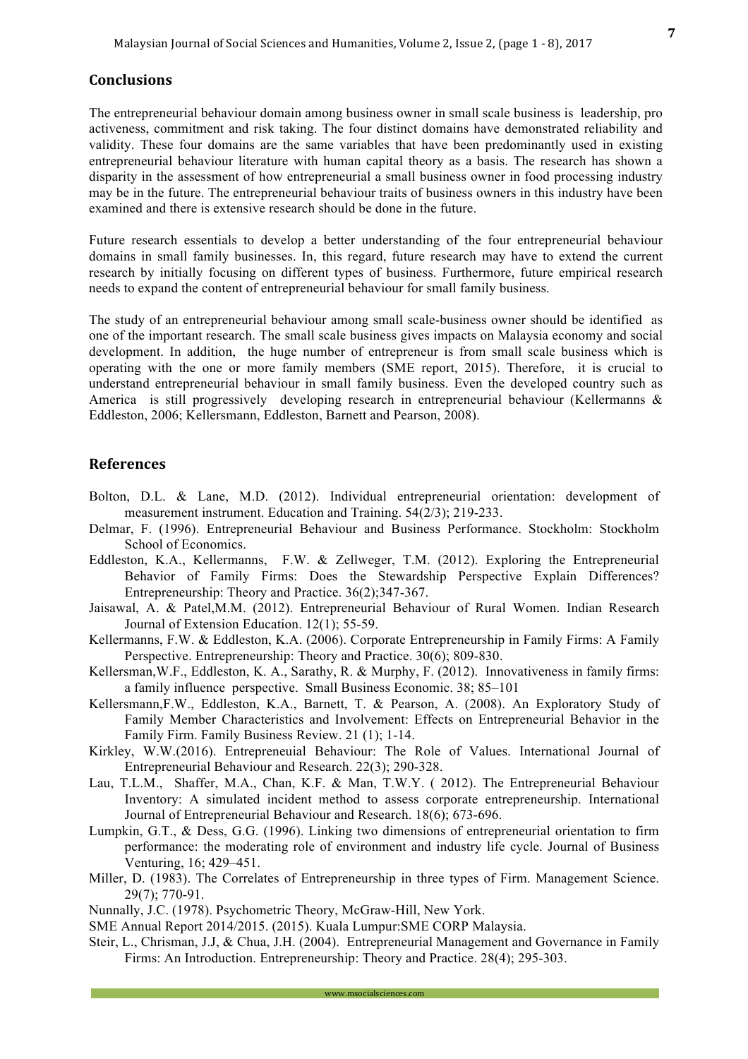## Conclusions

The entrepreneurial behaviour domain among business owner in small scale business is leadership, pro activeness, commitment and risk taking. The four distinct domains have demonstrated reliability and validity. These four domains are the same variables that have been predominantly used in existing entrepreneurial behaviour literature with human capital theory as a basis. The research has shown a disparity in the assessment of how entrepreneurial a small business owner in food processing industry may be in the future. The entrepreneurial behaviour traits of business owners in this industry have been examined and there is extensive research should be done in the future.

Future research essentials to develop a better understanding of the four entrepreneurial behaviour domains in small family businesses. In, this regard, future research may have to extend the current research by initially focusing on different types of business. Furthermore, future empirical research needs to expand the content of entrepreneurial behaviour for small family business.

The study of an entrepreneurial behaviour among small scale-business owner should be identified as one of the important research. The small scale business gives impacts on Malaysia economy and social development. In addition, the huge number of entrepreneur is from small scale business which is operating with the one or more family members (SME report, 2015). Therefore, it is crucial to understand entrepreneurial behaviour in small family business. Even the developed country such as America is still progressively developing research in entrepreneurial behaviour (Kellermanns & Eddleston, 2006; Kellersmann, Eddleston, Barnett and Pearson, 2008).

## References

Bolton, D.L. & Lane, M.D. (2012). Individual entrepreneurial orientation: development of measurement instrument. Education and Training. 54(2/3); 219-233.

Delmar, F. (1996). Entrepreneurial Behaviour and Business Performance. Stockholm: Stockholm School of Economics.

Eddleston, K.A., Kellermanns, F.W. & Zellweger, T.M. (2012). Exploring the Entrepreneurial Behavior of Family Firms: Does the Stewardship Perspective Explain Differences? Entrepreneurship: Theory and Practice. 36(2);347-367.

Jaisawal, A. & Patel,M.M. (2012). Entrepreneurial Behaviour of Rural Women. Indian Research Journal of Extension Education. 12(1); 55-59.

Kellermanns, F.W. & Eddleston, K.A. (2006). Corporate Entrepreneurship in Family Firms: A Family Perspective. Entrepreneurship: Theory and Practice. 30(6); 809-830.

Kellersman,W.F., Eddleston, K. A., Sarathy, R. & Murphy, F. (2012). Innovativeness in family firms: a family influence perspective. Small Business Economic. 38; 85–101

Kellersmann,F.W., Eddleston, K.A., Barnett, T. & Pearson, A. (2008). An Exploratory Study of Family Member Characteristics and Involvement: Effects on Entrepreneurial Behavior in the Family Firm. Family Business Review. 21 (1); 1-14.

Kirkley, W.W.(2016). Entrepreneuial Behaviour: The Role of Values. International Journal of Entrepreneurial Behaviour and Research. 22(3); 290-328.

Lau, T.L.M., Shaffer, M.A., Chan, K.F. & Man, T.W.Y. ( 2012). The Entrepreneurial Behaviour Inventory: A simulated incident method to assess corporate entrepreneurship. International Journal of Entrepreneurial Behaviour and Research. 18(6); 673-696.

Lumpkin, G.T., & Dess, G.G. (1996). Linking two dimensions of entrepreneurial orientation to firm performance: the moderating role of environment and industry life cycle. Journal of Business Venturing, 16; 429–451.

Miller, D. (1983). The Correlates of Entrepreneurship in three types of Firm. Management Science. 29(7); 770-91.

Nunnally, J.C. (1978). Psychometric Theory, McGraw-Hill, New York.

SME Annual Report 2014/2015. (2015). Kuala Lumpur:SME CORP Malaysia.

Steir, L., Chrisman, J.J, & Chua, J.H. (2004). Entrepreneurial Management and Governance in Family Firms: An Introduction. Entrepreneurship: Theory and Practice. 28(4); 295-303.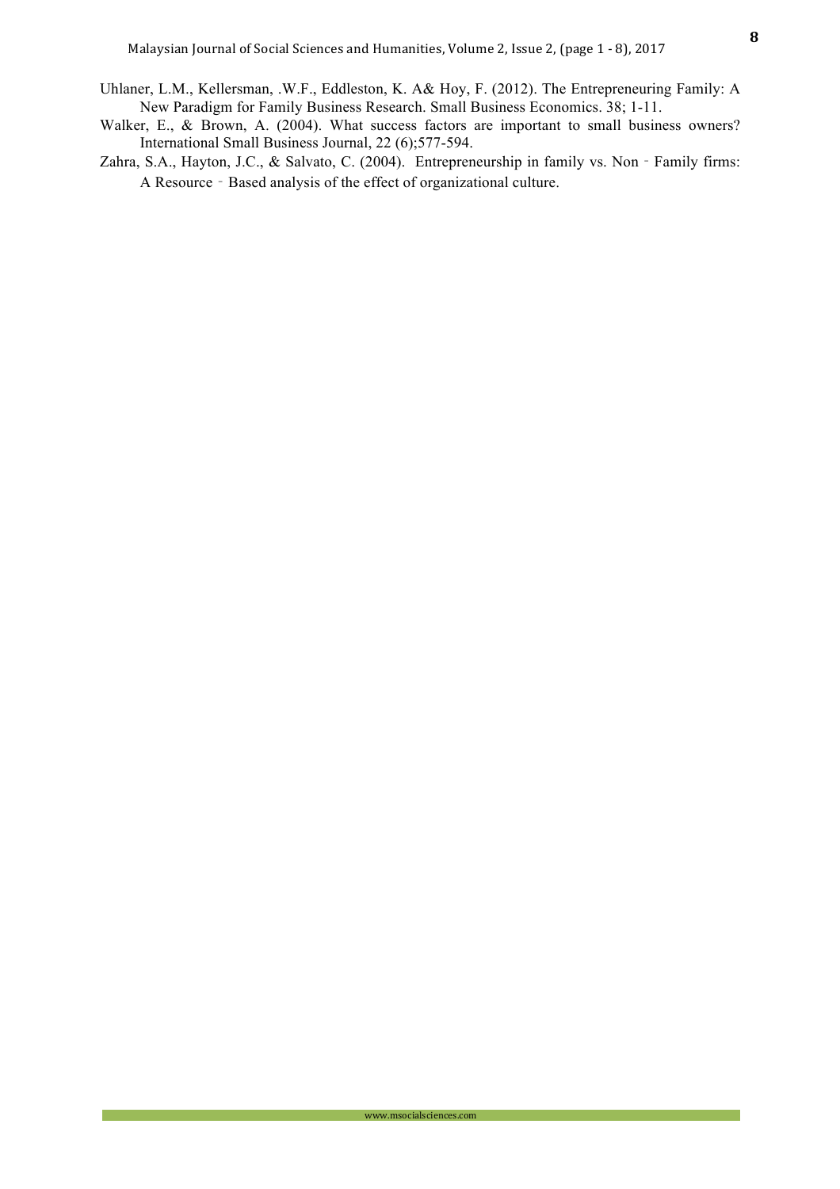Uhlaner, L.M., Kellersman, .W.F., Eddleston, K. A& Hoy, F. (2012). The Entrepreneuring Family: A New Paradigm for Family Business Research. Small Business Economics. 38; 1-11.

Walker, E., & Brown, A. (2004). What success factors are important to small business owners? International Small Business Journal, 22 (6);577-594.

Zahra, S.A., Hayton, J.C., & Salvato, C. (2004). Entrepreneurship in family vs. Non‐Family firms: A Resource‐Based analysis of the effect of organizational culture.